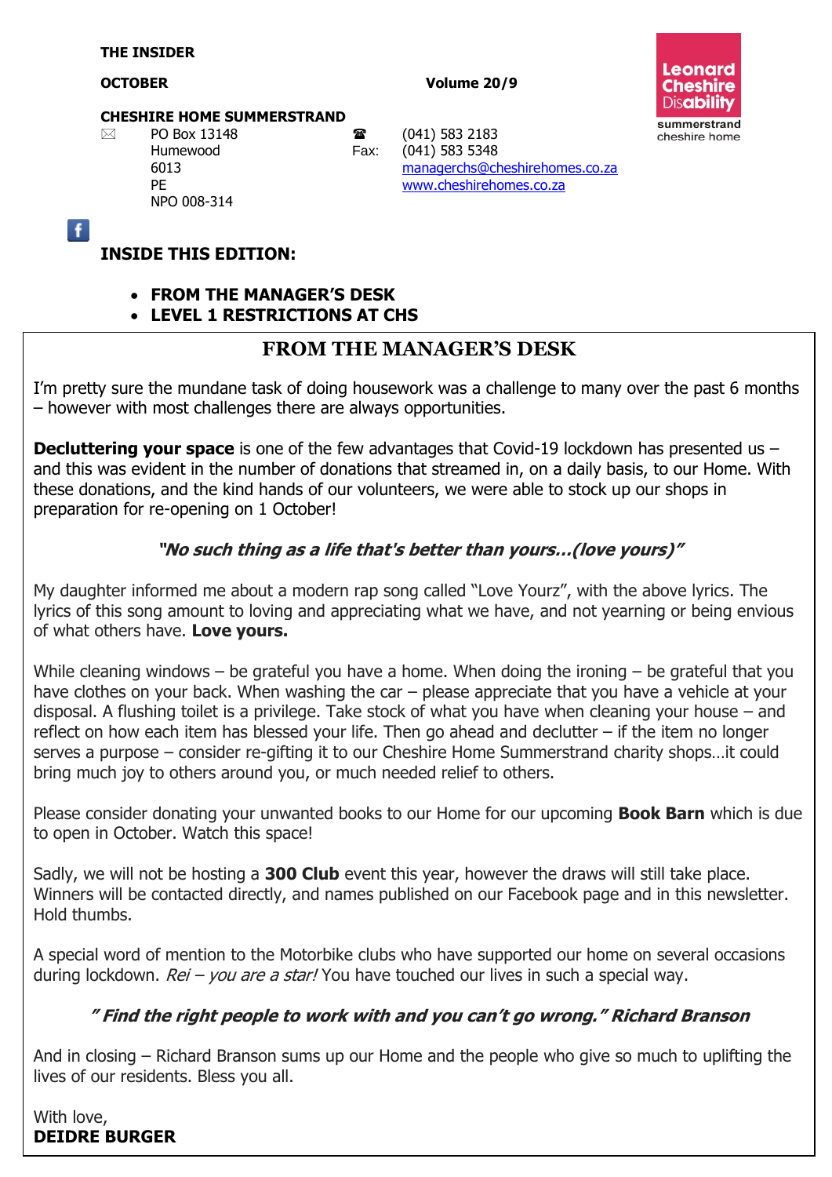**THE INSIDER**

**OCTOBER** **Volume 20/9**

Leonard Cheshire Disability
summerstrand cheshire home

**CHESHIRE HOME SUMMERSTRAND**

PO Box 13148
Humewood
6013
PE
NPO 008-314

(041) 583 2183
Fax: (041) 583 5348
managerchs@cheshirehomes.co.za
www.cheshirehomes.co.za

**INSIDE THIS EDITION:**

- **FROM THE MANAGER'S DESK**
- **LEVEL 1 RESTRICTIONS AT CHS**

## FROM THE MANAGER'S DESK

I'm pretty sure the mundane task of doing housework was a challenge to many over the past 6 months – however with most challenges there are always opportunities.

**Decluttering your space** is one of the few advantages that Covid-19 lockdown has presented us – and this was evident in the number of donations that streamed in, on a daily basis, to our Home. With these donations, and the kind hands of our volunteers, we were able to stock up our shops in preparation for re-opening on 1 October!

***"No such thing as a life that's better than yours…(love yours)"***

My daughter informed me about a modern rap song called "Love Yourz", with the above lyrics. The lyrics of this song amount to loving and appreciating what we have, and not yearning or being envious of what others have. **Love yours.**

While cleaning windows – be grateful you have a home. When doing the ironing – be grateful that you have clothes on your back. When washing the car – please appreciate that you have a vehicle at your disposal. A flushing toilet is a privilege. Take stock of what you have when cleaning your house – and reflect on how each item has blessed your life. Then go ahead and declutter – if the item no longer serves a purpose – consider re-gifting it to our Cheshire Home Summerstrand charity shops…it could bring much joy to others around you, or much needed relief to others.

Please consider donating your unwanted books to our Home for our upcoming **Book Barn** which is due to open in October. Watch this space!

Sadly, we will not be hosting a **300 Club** event this year, however the draws will still take place. Winners will be contacted directly, and names published on our Facebook page and in this newsletter. Hold thumbs.

A special word of mention to the Motorbike clubs who have supported our home on several occasions during lockdown. *Rei – you are a star!* You have touched our lives in such a special way.

***" Find the right people to work with and you can't go wrong." Richard Branson***

And in closing – Richard Branson sums up our Home and the people who give so much to uplifting the lives of our residents. Bless you all.

With love,
**DEIDRE BURGER**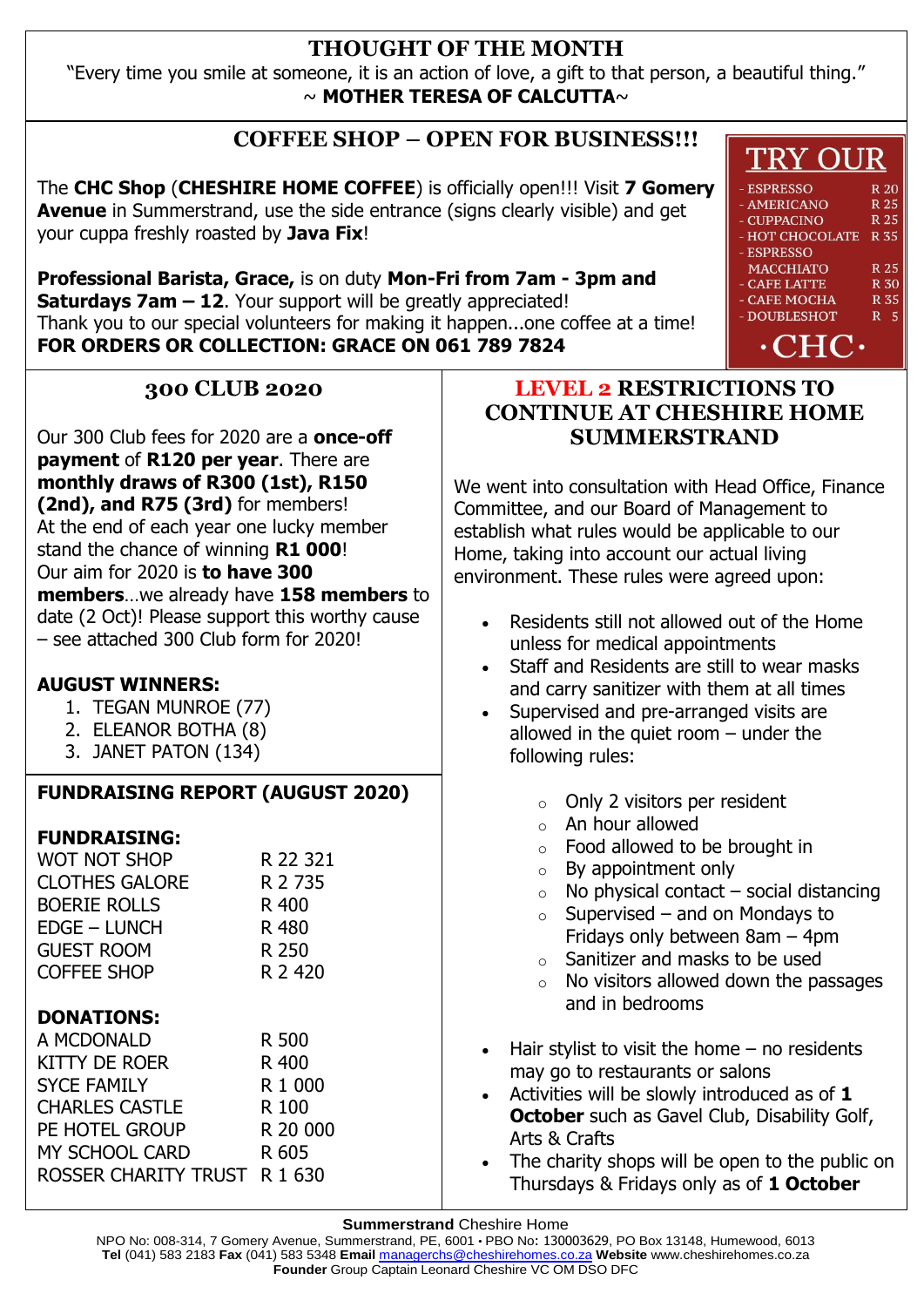## THOUGHT OF THE MONTH

"Every time you smile at someone, it is an action of love, a gift to that person, a beautiful thing."
~ **MOTHER TERESA OF CALCUTTA**~

## COFFEE SHOP – OPEN FOR BUSINESS!!!

The **CHC Shop** (**CHESHIRE HOME COFFEE**) is officially open!!! Visit **7 Gomery Avenue** in Summerstrand, use the side entrance (signs clearly visible) and get your cuppa freshly roasted by **Java Fix**!

**Professional Barista, Grace,** is on duty **Mon-Fri from 7am - 3pm and Saturdays 7am – 12**. Your support will be greatly appreciated!
Thank you to our special volunteers for making it happen...one coffee at a time!
**FOR ORDERS OR COLLECTION: GRACE ON 061 789 7824**

### TRY OUR

| | |
|---|---|
| - ESPRESSO | R 20 |
| - AMERICANO | R 25 |
| - CUPPACINO | R 25 |
| - HOT CHOCOLATE | R 35 |
| - ESPRESSO MACCHIATO | R 25 |
| - CAFE LATTE | R 30 |
| - CAFE MOCHA | R 35 |
| - DOUBLESHOT | R 5 |

·CHC·

## 300 CLUB 2020

Our 300 Club fees for 2020 are a **once-off payment** of **R120 per year**. There are **monthly draws of R300 (1st), R150 (2nd), and R75 (3rd)** for members!
At the end of each year one lucky member stand the chance of winning **R1 000**!
Our aim for 2020 is **to have 300 members**…we already have **158 members** to date (2 Oct)! Please support this worthy cause – see attached 300 Club form for 2020!

**AUGUST WINNERS:**

1. TEGAN MUNROE (77)
2. ELEANOR BOTHA (8)
3. JANET PATON (134)

## FUNDRAISING REPORT (AUGUST 2020)

**FUNDRAISING:**

| | |
|---|---|
| WOT NOT SHOP | R 22 321 |
| CLOTHES GALORE | R 2 735 |
| BOERIE ROLLS | R 400 |
| EDGE – LUNCH | R 480 |
| GUEST ROOM | R 250 |
| COFFEE SHOP | R 2 420 |

**DONATIONS:**

| | |
|---|---|
| A MCDONALD | R 500 |
| KITTY DE ROER | R 400 |
| SYCE FAMILY | R 1 000 |
| CHARLES CASTLE | R 100 |
| PE HOTEL GROUP | R 20 000 |
| MY SCHOOL CARD | R 605 |
| ROSSER CHARITY TRUST | R 1 630 |

## LEVEL 2 RESTRICTIONS TO CONTINUE AT CHESHIRE HOME SUMMERSTRAND

We went into consultation with Head Office, Finance Committee, and our Board of Management to establish what rules would be applicable to our Home, taking into account our actual living environment. These rules were agreed upon:

- Residents still not allowed out of the Home unless for medical appointments
- Staff and Residents are still to wear masks and carry sanitizer with them at all times
- Supervised and pre-arranged visits are allowed in the quiet room – under the following rules:
  - Only 2 visitors per resident
  - An hour allowed
  - Food allowed to be brought in
  - By appointment only
  - No physical contact – social distancing
  - Supervised – and on Mondays to Fridays only between 8am – 4pm
  - Sanitizer and masks to be used
  - No visitors allowed down the passages and in bedrooms
- Hair stylist to visit the home – no residents may go to restaurants or salons
- Activities will be slowly introduced as of **1 October** such as Gavel Club, Disability Golf, Arts & Crafts
- The charity shops will be open to the public on Thursdays & Fridays only as of **1 October**

**Summerstrand** Cheshire Home
NPO No: 008-314, 7 Gomery Avenue, Summerstrand, PE, 6001 • PBO No: 130003629, PO Box 13148, Humewood, 6013
**Tel** (041) 583 2183 **Fax** (041) 583 5348 **Email** managerchs@cheshirehomes.co.za **Website** www.cheshirehomes.co.za
**Founder** Group Captain Leonard Cheshire VC OM DSO DFC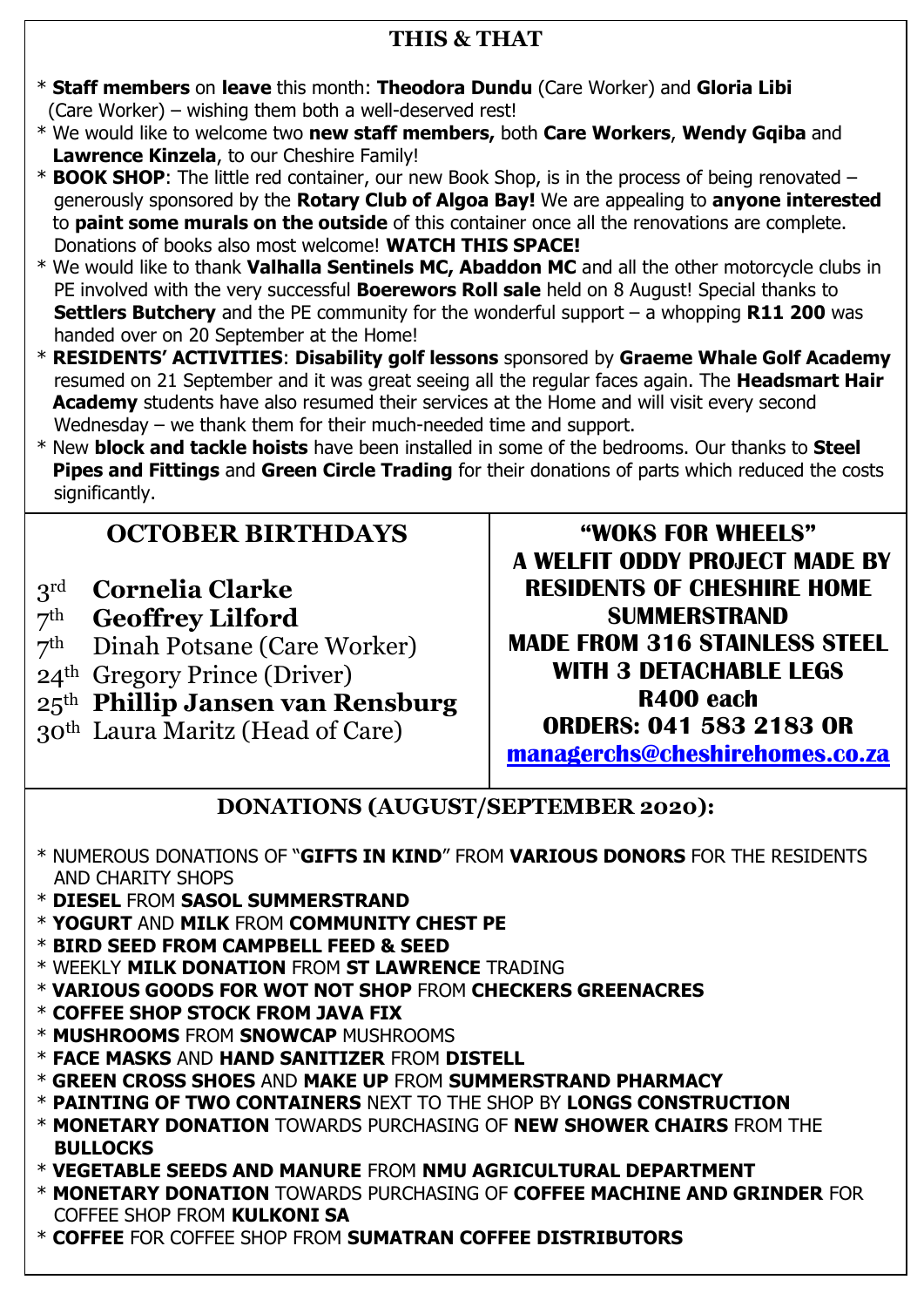## THIS & THAT

* **Staff members** on **leave** this month: **Theodora Dundu** (Care Worker) and **Gloria Libi** (Care Worker) – wishing them both a well-deserved rest!
* We would like to welcome two **new staff members,** both **Care Workers**, **Wendy Gqiba** and **Lawrence Kinzela**, to our Cheshire Family!
* **BOOK SHOP**: The little red container, our new Book Shop, is in the process of being renovated – generously sponsored by the **Rotary Club of Algoa Bay!** We are appealing to **anyone interested** to **paint some murals on the outside** of this container once all the renovations are complete. Donations of books also most welcome! **WATCH THIS SPACE!**
* We would like to thank **Valhalla Sentinels MC, Abaddon MC** and all the other motorcycle clubs in PE involved with the very successful **Boerewors Roll sale** held on 8 August! Special thanks to **Settlers Butchery** and the PE community for the wonderful support – a whopping **R11 200** was handed over on 20 September at the Home!
* **RESIDENTS' ACTIVITIES**: **Disability golf lessons** sponsored by **Graeme Whale Golf Academy** resumed on 21 September and it was great seeing all the regular faces again. The **Headsmart Hair Academy** students have also resumed their services at the Home and will visit every second Wednesday – we thank them for their much-needed time and support.
* New **block and tackle hoists** have been installed in some of the bedrooms. Our thanks to **Steel Pipes and Fittings** and **Green Circle Trading** for their donations of parts which reduced the costs significantly.

## OCTOBER BIRTHDAYS

3rd **Cornelia Clarke**
7th **Geoffrey Lilford**
7th Dinah Potsane (Care Worker)
24th Gregory Prince (Driver)
25th **Phillip Jansen van Rensburg**
30th Laura Maritz (Head of Care)

**"WOKS FOR WHEELS"**
**A WELFIT ODDY PROJECT MADE BY RESIDENTS OF CHESHIRE HOME SUMMERSTRAND**
**MADE FROM 316 STAINLESS STEEL WITH 3 DETACHABLE LEGS**
**R400 each**
**ORDERS: 041 583 2183 OR**
**managerchs@cheshirehomes.co.za**

## DONATIONS (AUGUST/SEPTEMBER 2020):

* NUMEROUS DONATIONS OF "**GIFTS IN KIND**" FROM **VARIOUS DONORS** FOR THE RESIDENTS AND CHARITY SHOPS
* **DIESEL** FROM **SASOL SUMMERSTRAND**
* **YOGURT** AND **MILK** FROM **COMMUNITY CHEST PE**
* **BIRD SEED FROM CAMPBELL FEED & SEED**
* WEEKLY **MILK DONATION** FROM **ST LAWRENCE** TRADING
* **VARIOUS GOODS FOR WOT NOT SHOP** FROM **CHECKERS GREENACRES**
* **COFFEE SHOP STOCK FROM JAVA FIX**
* **MUSHROOMS** FROM **SNOWCAP** MUSHROOMS
* **FACE MASKS** AND **HAND SANITIZER** FROM **DISTELL**
* **GREEN CROSS SHOES** AND **MAKE UP** FROM **SUMMERSTRAND PHARMACY**
* **PAINTING OF TWO CONTAINERS** NEXT TO THE SHOP BY **LONGS CONSTRUCTION**
* **MONETARY DONATION** TOWARDS PURCHASING OF **NEW SHOWER CHAIRS** FROM THE **BULLOCKS**
* **VEGETABLE SEEDS AND MANURE** FROM **NMU AGRICULTURAL DEPARTMENT**
* **MONETARY DONATION** TOWARDS PURCHASING OF **COFFEE MACHINE AND GRINDER** FOR COFFEE SHOP FROM **KULKONI SA**
* **COFFEE** FOR COFFEE SHOP FROM **SUMATRAN COFFEE DISTRIBUTORS**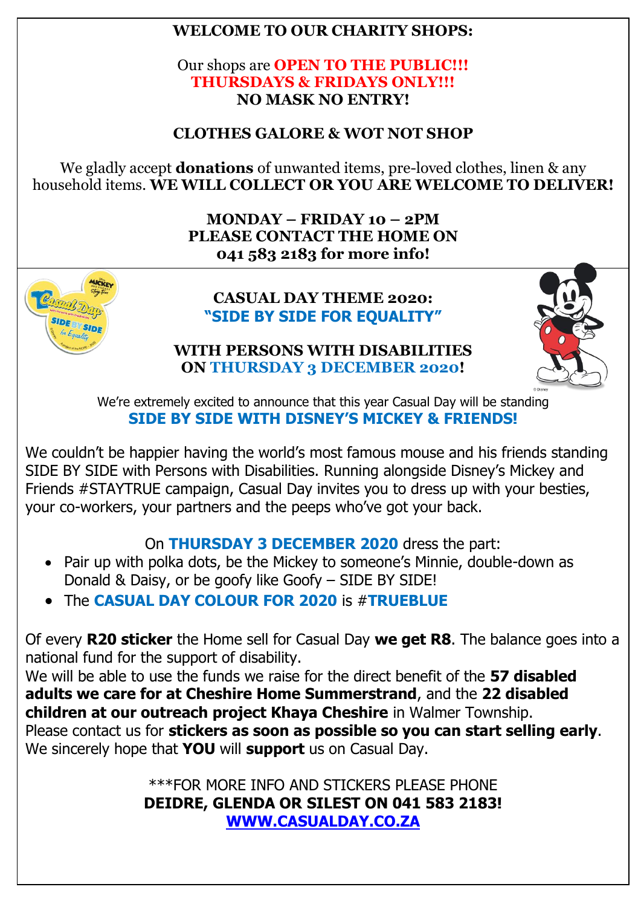## WELCOME TO OUR CHARITY SHOPS:

Our shops are **OPEN TO THE PUBLIC!!!**
**THURSDAYS & FRIDAYS ONLY!!!**
**NO MASK NO ENTRY!**

### CLOTHES GALORE & WOT NOT SHOP

We gladly accept **donations** of unwanted items, pre-loved clothes, linen & any household items. **WE WILL COLLECT OR YOU ARE WELCOME TO DELIVER!**

**MONDAY – FRIDAY 10 – 2PM**
**PLEASE CONTACT THE HOME ON**
**041 583 2183 for more info!**

### CASUAL DAY THEME 2020:
### "SIDE BY SIDE FOR EQUALITY"

### WITH PERSONS WITH DISABILITIES ON THURSDAY 3 DECEMBER 2020!

We're extremely excited to announce that this year Casual Day will be standing
**SIDE BY SIDE WITH DISNEY'S MICKEY & FRIENDS!**

We couldn't be happier having the world's most famous mouse and his friends standing SIDE BY SIDE with Persons with Disabilities. Running alongside Disney's Mickey and Friends #STAYTRUE campaign, Casual Day invites you to dress up with your besties, your co-workers, your partners and the peeps who've got your back.

On **THURSDAY 3 DECEMBER 2020** dress the part:

- Pair up with polka dots, be the Mickey to someone's Minnie, double-down as Donald & Daisy, or be goofy like Goofy – SIDE BY SIDE!
- The **CASUAL DAY COLOUR FOR 2020** is #**TRUEBLUE**

Of every **R20 sticker** the Home sell for Casual Day **we get R8**. The balance goes into a national fund for the support of disability.
We will be able to use the funds we raise for the direct benefit of the **57 disabled adults we care for at Cheshire Home Summerstrand**, and the **22 disabled children at our outreach project Khaya Cheshire** in Walmer Township.
Please contact us for **stickers as soon as possible so you can start selling early**.
We sincerely hope that **YOU** will **support** us on Casual Day.

***FOR MORE INFO AND STICKERS PLEASE PHONE
**DEIDRE, GLENDA OR SILEST ON 041 583 2183!**
**WWW.CASUALDAY.CO.ZA**